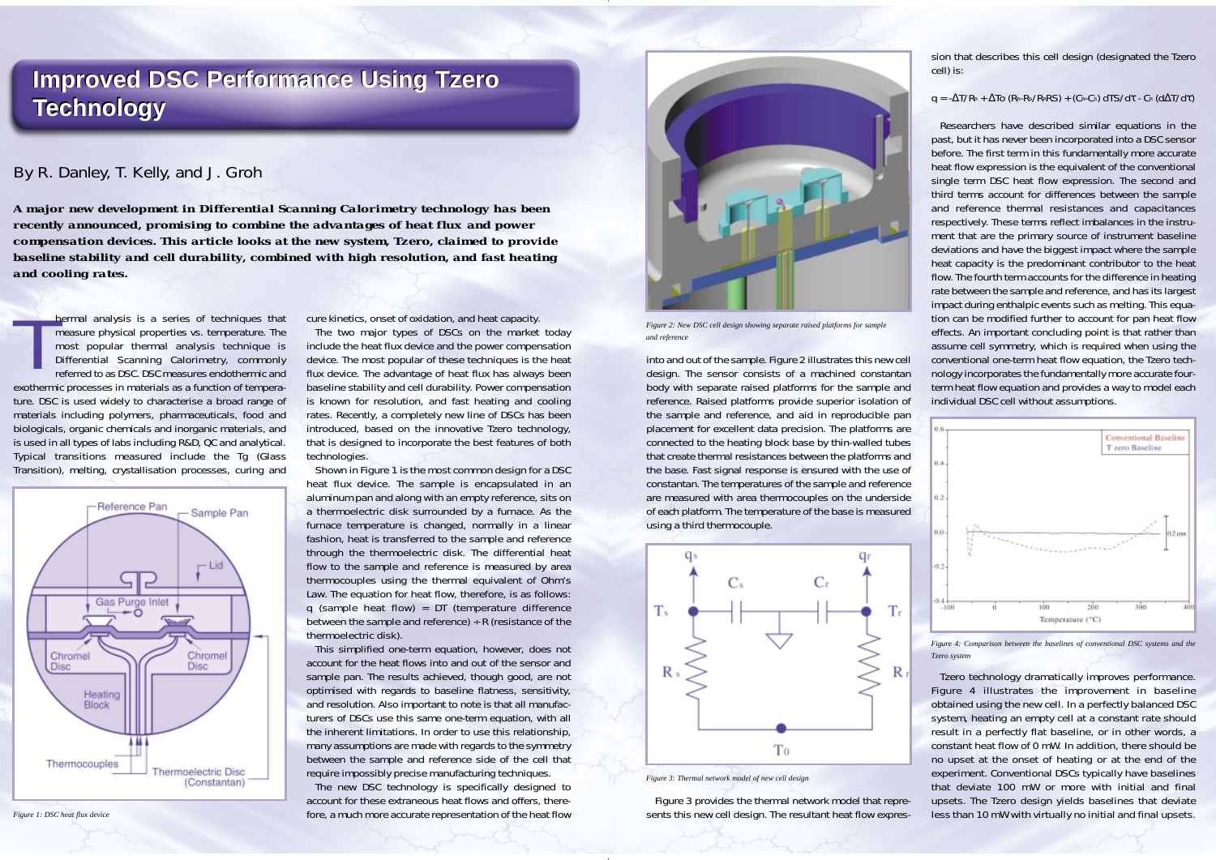# Improved DSC Performance Using Tzero Technology

By R. Danley, T. Kelly, and J. Groh

**A major new development in Differential Scanning Calorimetry technology has been recently announced, promising to combine the advantages of heat flux and power compensation devices. This article looks at the new system, Tzero, claimed to provide baseline stability and cell durability, combined with high resolution, and fast heating and cooling rates.**

Thermal analysis is a series of techniques that measure physical properties vs. temperature. The most popular thermal analysis technique is Differential Scanning Calorimetry, commonly referred to as DSC. DSC measures endothermic and exothermic processes in materials as a function of temperature. DSC is used widely to characterise a broad range of materials including polymers, pharmaceuticals, food and biologicals, organic chemicals and inorganic materials, and is used in all types of labs including R&D, QC and analytical. Typical transitions measured include the Tg (Glass Transition), melting, crystallisation processes, curing and cure kinetics, onset of oxidation, and heat capacity.

The two major types of DSCs on the market today include the heat flux device and the power compensation device. The most popular of these techniques is the heat flux device. The advantage of heat flux has always been baseline stability and cell durability. Power compensation is known for resolution, and fast heating and cooling rates. Recently, a completely new line of DSCs has been introduced, based on the innovative Tzero technology, that is designed to incorporate the best features of both technologies.

Shown in Figure 1 is the most common design for a DSC heat flux device. The sample is encapsulated in an aluminum pan and along with an empty reference, sits on a thermoelectric disk surrounded by a furnace. As the furnace temperature is changed, normally in a linear fashion, heat is transferred to the sample and reference through the thermoelectric disk. The differential heat flow to the sample and reference is measured by area thermocouples using the thermal equivalent of Ohm's Law. The equation for heat flow, therefore, is as follows: q (sample heat flow) = DT (temperature difference between the sample and reference) ÷ R (resistance of the thermoelectric disk).

Figure 1: DSC heat flux device

This simplified one-term equation, however, does not account for the heat flows into and out of the sensor and sample pan. The results achieved, though good, are not optimised with regards to baseline flatness, sensitivity, and resolution. Also important to note is that all manufacturers of DSCs use this same one-term equation, with all the inherent limitations. In order to use this relationship, many assumptions are made with regards to the symmetry between the sample and reference side of the cell that require impossibly precise manufacturing techniques.

The new DSC technology is specifically designed to account for these extraneous heat flows and offers, therefore, a much more accurate representation of the heat flow into and out of the sample. Figure 2 illustrates this new cell design. The sensor consists of a machined constantan body with separate raised platforms for the sample and reference. Raised platforms provide superior isolation of the sample and reference, and aid in reproducible pan placement for excellent data precision. The platforms are connected to the heating block base by thin-walled tubes that create thermal resistances between the platforms and the base. Fast signal response is ensured with the use of constantan. The temperatures of the sample and reference are measured with area thermocouples on the underside of each platform. The temperature of the base is measured using a third thermocouple.

*Figure 2: New DSC cell design showing separate raised platforms for sample and reference*

*Figure 3: Thermal network model of new cell design*

Figure 3 provides the thermal network model that represents this new cell design. The resultant heat flow expression that describes this cell design (designated the Tzero cell) is:

$$q = -\Delta T/R_r + \Delta T_0 (R_r - R_s / R_r R_s) + (C_r - C_s)\, dT_s/d\tau - C_r\, (d\Delta T/d\tau)$$

Researchers have described similar equations in the past, but it has never been incorporated into a DSC sensor before. The first term in this fundamentally more accurate heat flow expression is the equivalent of the conventional single term DSC heat flow expression. The second and third terms account for differences between the sample and reference thermal resistances and capacitances respectively. These terms reflect imbalances in the instrument that are the primary source of instrument baseline deviations and have the biggest impact where the sample heat capacity is the predominant contributor to the heat flow. The fourth term accounts for the difference in heating rate between the sample and reference, and has its largest impact during enthalpic events such as melting. This equation can be modified further to account for pan heat flow effects. An important concluding point is that rather than assume cell symmetry, which is required when using the conventional one-term heat flow equation, the Tzero technology incorporates the fundamentally more accurate four-term heat flow equation and provides a way to model each individual DSC cell without assumptions.

*Figure 4: Comparison between the baselines of conventional DSC systems and the Tzero system*

Tzero technology dramatically improves performance. Figure 4 illustrates the improvement in baseline obtained using the new cell. In a perfectly balanced DSC system, heating an empty cell at a constant rate should result in a perfectly flat baseline, or in other words, a constant heat flow of 0 mW. In addition, there should be no upset at the onset of heating or at the end of the experiment. Conventional DSCs typically have baselines that deviate 100 mW or more with initial and final upsets. The Tzero design yields baselines that deviate less than 10 mW with virtually no initial and final upsets.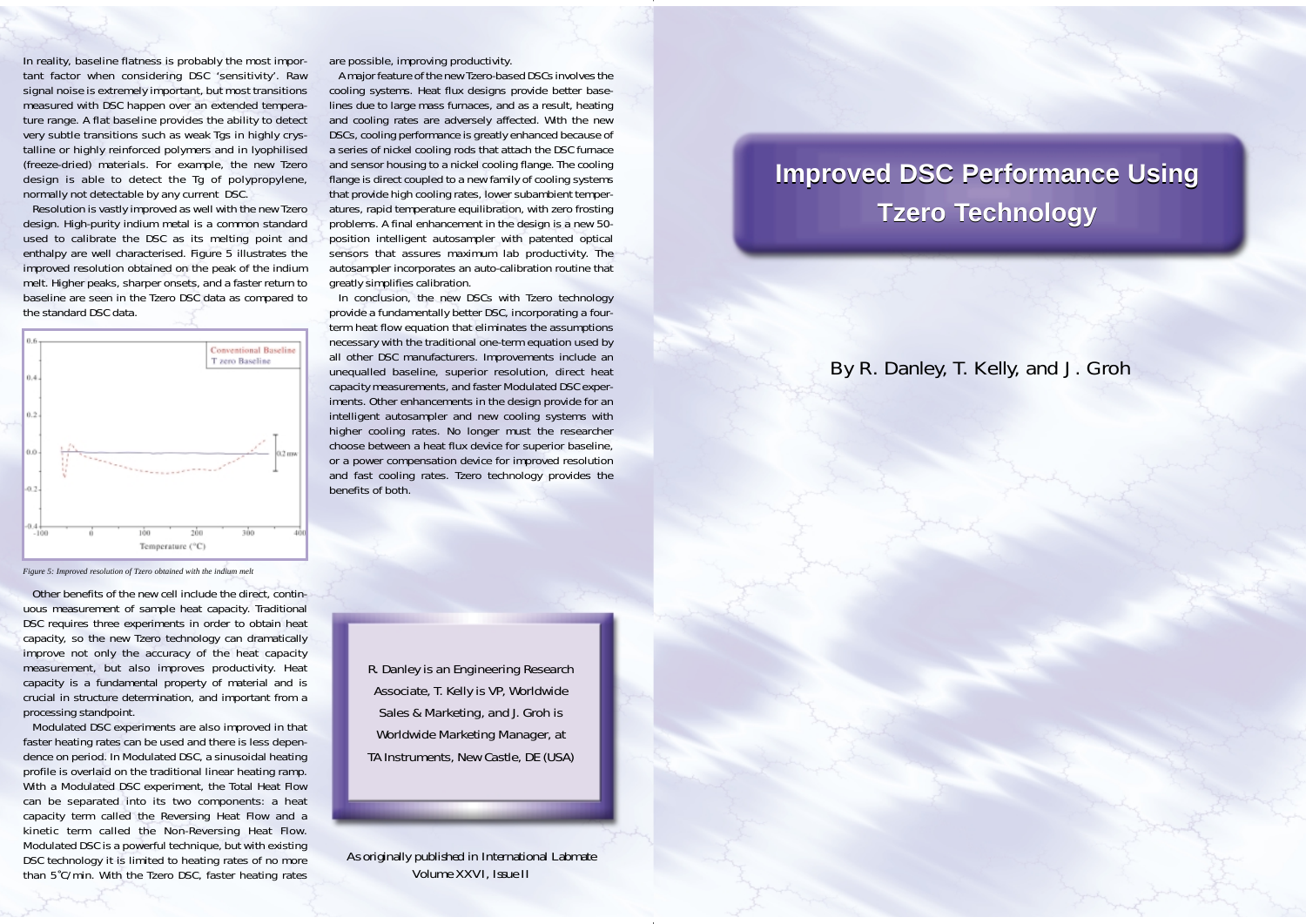In reality, baseline flatness is probably the most important factor when considering DSC 'sensitivity'. Raw signal noise is extremely important, but most transitions measured with DSC happen over an extended temperature range. A flat baseline provides the ability to detect very subtle transitions such as weak Tgs in highly crystalline or highly reinforced polymers and in lyophilised (freeze-dried) materials. For example, the new Tzero design is able to detect the Tg of polypropylene, normally not detectable by any current DSC.

Resolution is vastly improved as well with the new Tzero design. High-purity indium metal is a common standard used to calibrate the DSC as its melting point and enthalpy are well characterised. Figure 5 illustrates the improved resolution obtained on the peak of the indium melt. Higher peaks, sharper onsets, and a faster return to baseline are seen in the Tzero DSC data as compared to the standard DSC data.

Conventional Baseline
T zero Baseline
0.6
0.4
0.2
0.0
-0.2
-0.4
0.2 mW
-100
0
100
200
300
400
Temperature (°C)

*Figure 5: Improved resolution of Tzero obtained with the indium melt*

Other benefits of the new cell include the direct, continuous measurement of sample heat capacity. Traditional DSC requires three experiments in order to obtain heat capacity, so the new Tzero technology can dramatically improve not only the accuracy of the heat capacity measurement, but also improves productivity. Heat capacity is a fundamental property of material and is crucial in structure determination, and important from a processing standpoint.

Modulated DSC experiments are also improved in that faster heating rates can be used and there is less dependence on period. In Modulated DSC, a sinusoidal heating profile is overlaid on the traditional linear heating ramp. With a Modulated DSC experiment, the Total Heat Flow can be separated into its two components: a heat capacity term called the Reversing Heat Flow and a kinetic term called the Non-Reversing Heat Flow. Modulated DSC is a powerful technique, but with existing DSC technology it is limited to heating rates of no more than 5°C/min. With the Tzero DSC, faster heating rates are possible, improving productivity.

A major feature of the new Tzero-based DSCs involves the cooling systems. Heat flux designs provide better baselines due to large mass furnaces, and as a result, heating and cooling rates are adversely affected. With the new DSCs, cooling performance is greatly enhanced because of a series of nickel cooling rods that attach the DSC furnace and sensor housing to a nickel cooling flange. The cooling flange is direct coupled to a new family of cooling systems that provide high cooling rates, lower subambient temperatures, rapid temperature equilibration, with zero frosting problems. A final enhancement in the design is a new 50-position intelligent autosampler with patented optical sensors that assures maximum lab productivity. The autosampler incorporates an auto-calibration routine that greatly simplifies calibration.

In conclusion, the new DSCs with Tzero technology provide a fundamentally better DSC, incorporating a four-term heat flow equation that eliminates the assumptions necessary with the traditional one-term equation used by all other DSC manufacturers. Improvements include an unequalled baseline, superior resolution, direct heat capacity measurements, and faster Modulated DSC experiments. Other enhancements in the design provide for an intelligent autosampler and new cooling systems with higher cooling rates. No longer must the researcher choose between a heat flux device for superior baseline, or a power compensation device for improved resolution and fast cooling rates. Tzero technology provides the benefits of both.

R. Danley is an Engineering Research Associate, T. Kelly is VP, Worldwide Sales & Marketing, and J. Groh is Worldwide Marketing Manager, at TA Instruments, New Castle, DE (USA)

As originally published in International Labmate Volume XXVI, Issue II

# Improved DSC Performance Using Tzero Technology

By R. Danley, T. Kelly, and J. Groh